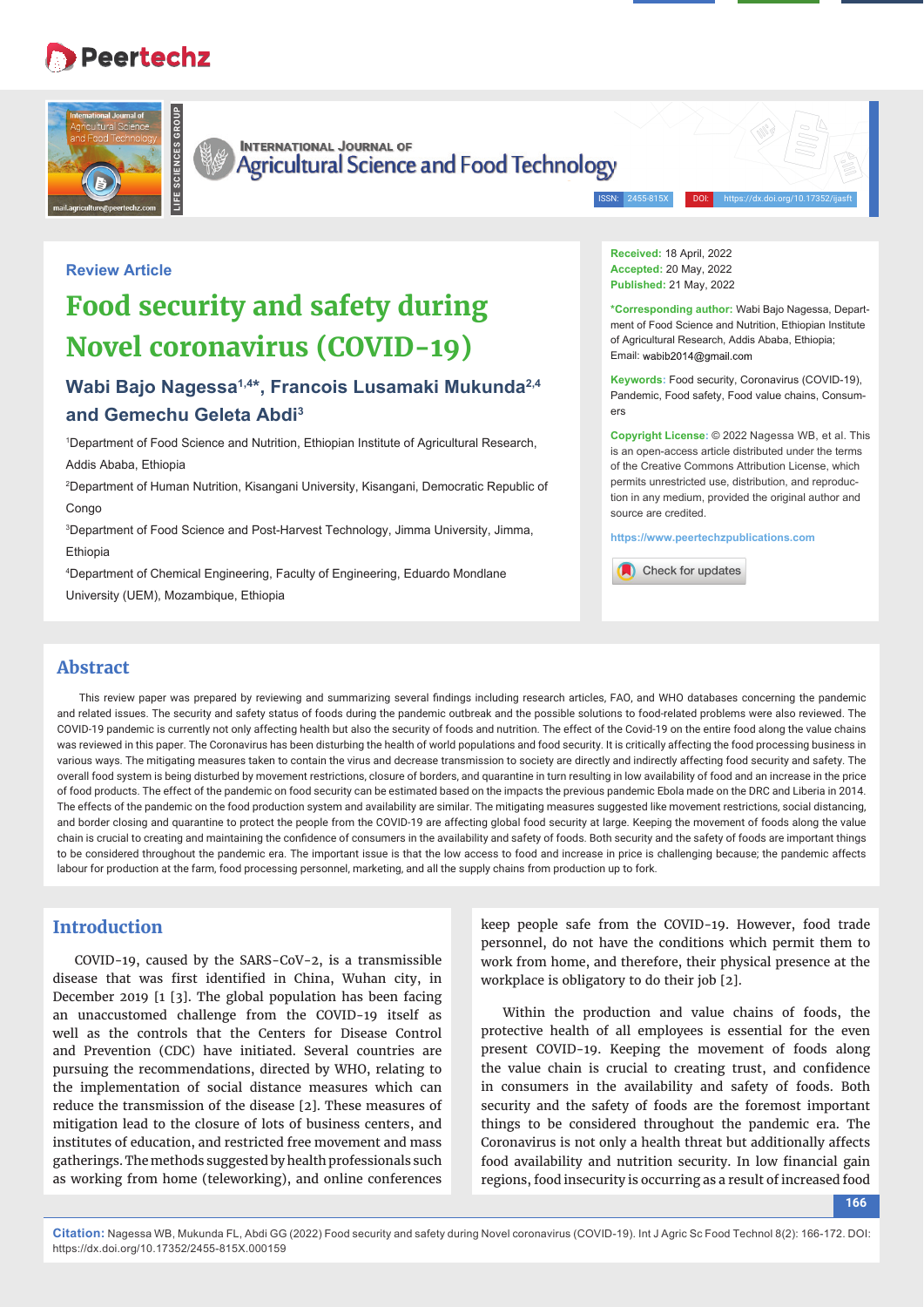Review Article

# Food security and safety during Novel coronavirus (COVID-19)

**Wabi Bajo Nagessa[1,4]*, Francois Lusamaki Mukunda[2,4] and Gemechu Geleta Abdi[3]**

[1]Department of Food Science and Nutrition, Ethiopian Institute of Agricultural Research, Addis Ababa, Ethiopia

[2]Department of Human Nutrition, Kisangani University, Kisangani, Democratic Republic of Congo

[3]Department of Food Science and Post-Harvest Technology, Jimma University, Jimma, Ethiopia

[4]Department of Chemical Engineering, Faculty of Engineering, Eduardo Mondlane University (UEM), Mozambique, Ethiopia

**Received:** 18 April, 2022
**Accepted:** 20 May, 2022
**Published:** 21 May, 2022

***Corresponding author:** Wabi Bajo Nagessa, Department of Food Science and Nutrition, Ethiopian Institute of Agricultural Research, Addis Ababa, Ethiopia; Email: wabib2014@gmail.com

**Keywords:** Food security, Coronavirus (COVID-19), Pandemic, Food safety, Food value chains, Consumers

**Copyright License:** © 2022 Nagessa WB, et al. This is an open-access article distributed under the terms of the Creative Commons Attribution License, which permits unrestricted use, distribution, and reproduction in any medium, provided the original author and source are credited.

https://www.peertechzpublications.com

## Abstract

This review paper was prepared by reviewing and summarizing several findings including research articles, FAO, and WHO databases concerning the pandemic and related issues. The security and safety status of foods during the pandemic outbreak and the possible solutions to food-related problems were also reviewed. The COVID-19 pandemic is currently not only affecting health but also the security of foods and nutrition. The effect of the Covid-19 on the entire food along the value chains was reviewed in this paper. The Coronavirus has been disturbing the health of world populations and food security. It is critically affecting the food processing business in various ways. The mitigating measures taken to contain the virus and decrease transmission to society are directly and indirectly affecting food security and safety. The overall food system is being disturbed by movement restrictions, closure of borders, and quarantine in turn resulting in low availability of food and an increase in the price of food products. The effect of the pandemic on food security can be estimated based on the impacts the previous pandemic Ebola made on the DRC and Liberia in 2014. The effects of the pandemic on the food production system and availability are similar. The mitigating measures suggested like movement restrictions, social distancing, and border closing and quarantine to protect the people from the COVID-19 are affecting global food security at large. Keeping the movement of foods along the value chain is crucial to creating and maintaining the confidence of consumers in the availability and safety of foods. Both security and the safety of foods are important things to be considered throughout the pandemic era. The important issue is that the low access to food and increase in price is challenging because; the pandemic affects labour for production at the farm, food processing personnel, marketing, and all the supply chains from production up to fork.

## Introduction

COVID-19, caused by the SARS-CoV-2, is a transmissible disease that was first identified in China, Wuhan city, in December 2019 [1 [3]. The global population has been facing an unaccustomed challenge from the COVID-19 itself as well as the controls that the Centers for Disease Control and Prevention (CDC) have initiated. Several countries are pursuing the recommendations, directed by WHO, relating to the implementation of social distance measures which can reduce the transmission of the disease [2]. These measures of mitigation lead to the closure of lots of business centers, and institutes of education, and restricted free movement and mass gatherings. The methods suggested by health professionals such as working from home (teleworking), and online conferences keep people safe from the COVID-19. However, food trade personnel, do not have the conditions which permit them to work from home, and therefore, their physical presence at the workplace is obligatory to do their job [2].

Within the production and value chains of foods, the protective health of all employees is essential for the even present COVID-19. Keeping the movement of foods along the value chain is crucial to creating trust, and confidence in consumers in the availability and safety of foods. Both security and the safety of foods are the foremost important things to be considered throughout the pandemic era. The Coronavirus is not only a health threat but additionally affects food availability and nutrition security. In low financial gain regions, food insecurity is occurring as a result of increased food

**Citation:** Nagessa WB, Mukunda FL, Abdi GG (2022) Food security and safety during Novel coronavirus (COVID-19). Int J Agric Sc Food Technol 8(2): 166-172. DOI: https://dx.doi.org/10.17352/2455-815X.000159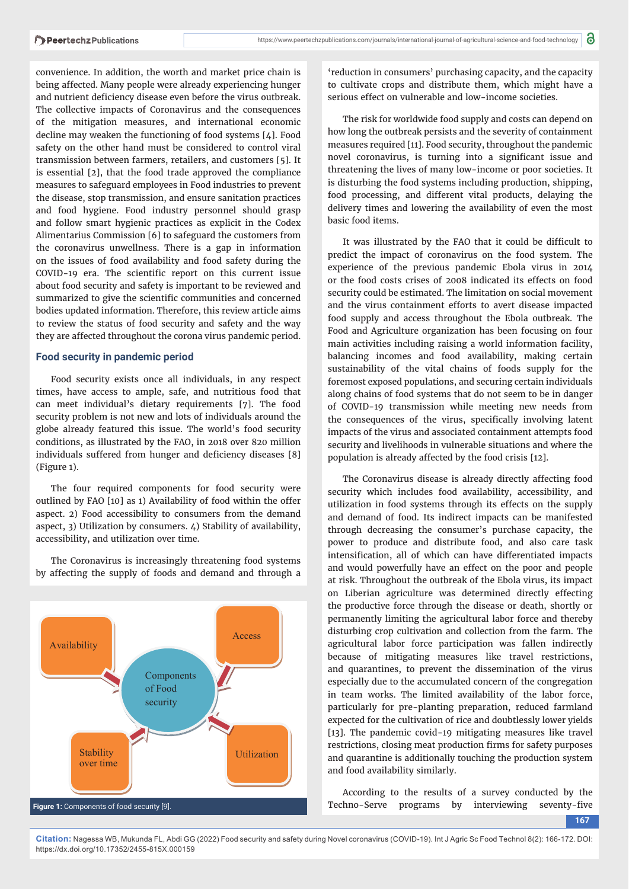convenience. In addition, the worth and market price chain is being affected. Many people were already experiencing hunger and nutrient deficiency disease even before the virus outbreak. The collective impacts of Coronavirus and the consequences of the mitigation measures, and international economic decline may weaken the functioning of food systems [4]. Food safety on the other hand must be considered to control viral transmission between farmers, retailers, and customers [5]. It is essential [2], that the food trade approved the compliance measures to safeguard employees in Food industries to prevent the disease, stop transmission, and ensure sanitation practices and food hygiene. Food industry personnel should grasp and follow smart hygienic practices as explicit in the Codex Alimentarius Commission [6] to safeguard the customers from the coronavirus unwellness. There is a gap in information on the issues of food availability and food safety during the COVID-19 era. The scientific report on this current issue about food security and safety is important to be reviewed and summarized to give the scientific communities and concerned bodies updated information. Therefore, this review article aims to review the status of food security and safety and the way they are affected throughout the corona virus pandemic period.

## Food security in pandemic period

Food security exists once all individuals, in any respect times, have access to ample, safe, and nutritious food that can meet individual's dietary requirements [7]. The food security problem is not new and lots of individuals around the globe already featured this issue. The world's food security conditions, as illustrated by the FAO, in 2018 over 820 million individuals suffered from hunger and deficiency diseases [8] (Figure 1).

The four required components for food security were outlined by FAO [10] as 1) Availability of food within the offer aspect. 2) Food accessibility to consumers from the demand aspect, 3) Utilization by consumers. 4) Stability of availability, accessibility, and utilization over time.

The Coronavirus is increasingly threatening food systems by affecting the supply of foods and demand and through a 'reduction in consumers' purchasing capacity, and the capacity to cultivate crops and distribute them, which might have a serious effect on vulnerable and low-income societies.

Availability

Access

Components of Food security

Stability over time

Utilization

**Figure 1:** Components of food security [9].

The risk for worldwide food supply and costs can depend on how long the outbreak persists and the severity of containment measures required [11]. Food security, throughout the pandemic novel coronavirus, is turning into a significant issue and threatening the lives of many low-income or poor societies. It is disturbing the food systems including production, shipping, food processing, and different vital products, delaying the delivery times and lowering the availability of even the most basic food items.

It was illustrated by the FAO that it could be difficult to predict the impact of coronavirus on the food system. The experience of the previous pandemic Ebola virus in 2014 or the food costs crises of 2008 indicated its effects on food security could be estimated. The limitation on social movement and the virus containment efforts to avert disease impacted food supply and access throughout the Ebola outbreak. The Food and Agriculture organization has been focusing on four main activities including raising a world information facility, balancing incomes and food availability, making certain sustainability of the vital chains of foods supply for the foremost exposed populations, and securing certain individuals along chains of food systems that do not seem to be in danger of COVID-19 transmission while meeting new needs from the consequences of the virus, specifically involving latent impacts of the virus and associated containment attempts food security and livelihoods in vulnerable situations and where the population is already affected by the food crisis [12].

The Coronavirus disease is already directly affecting food security which includes food availability, accessibility, and utilization in food systems through its effects on the supply and demand of food. Its indirect impacts can be manifested through decreasing the consumer's purchase capacity, the power to produce and distribute food, and also care task intensification, all of which can have differentiated impacts and would powerfully have an effect on the poor and people at risk. Throughout the outbreak of the Ebola virus, its impact on Liberian agriculture was determined directly effecting the productive force through the disease or death, shortly or permanently limiting the agricultural labor force and thereby disturbing crop cultivation and collection from the farm. The agricultural labor force participation was fallen indirectly because of mitigating measures like travel restrictions, and quarantines, to prevent the dissemination of the virus especially due to the accumulated concern of the congregation in team works. The limited availability of the labor force, particularly for pre-planting preparation, reduced farmland expected for the cultivation of rice and doubtlessly lower yields [13]. The pandemic covid-19 mitigating measures like travel restrictions, closing meat production firms for safety purposes and quarantine is additionally touching the production system and food availability similarly.

According to the results of a survey conducted by the Techno-Serve programs by interviewing seventy-five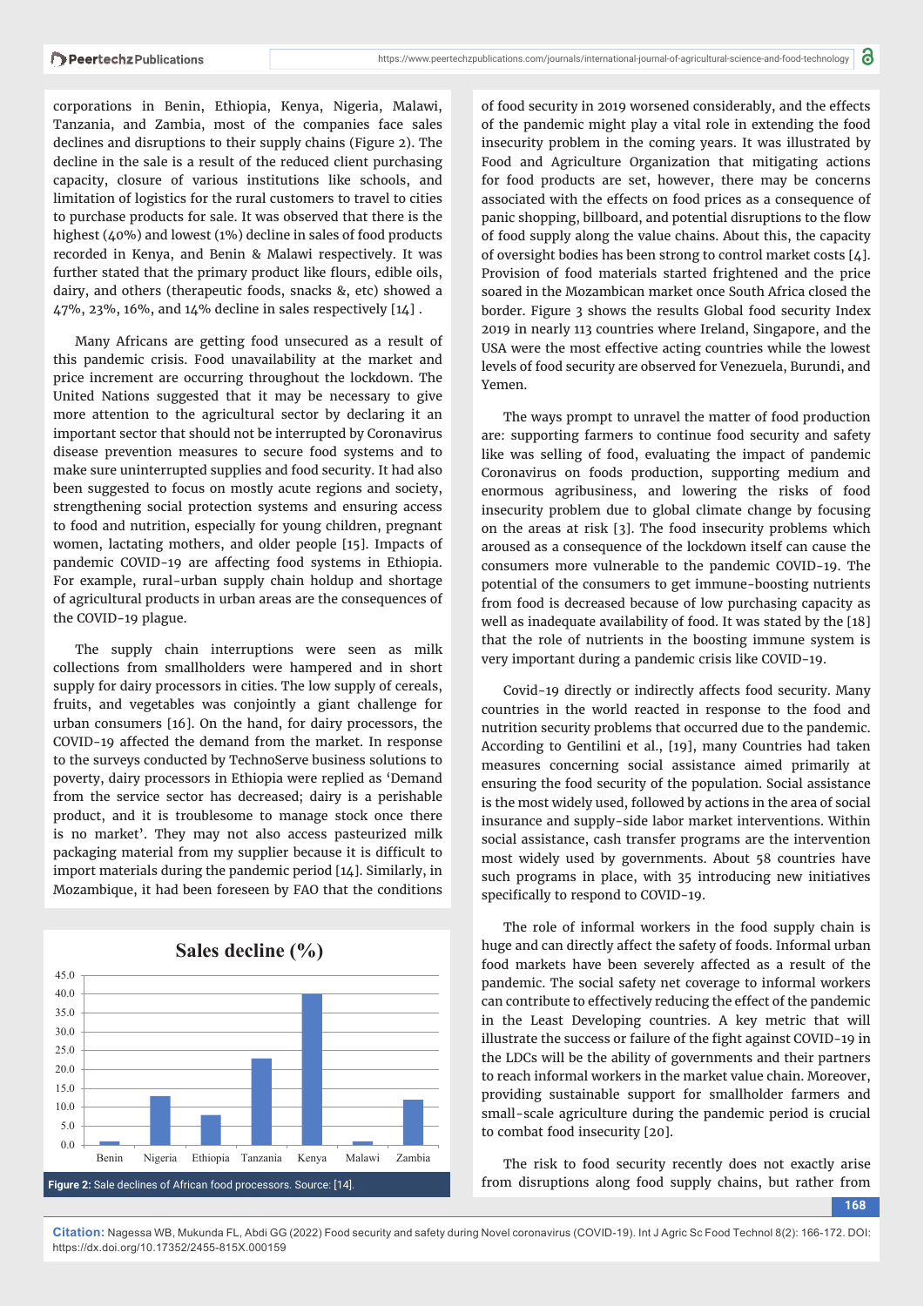corporations in Benin, Ethiopia, Kenya, Nigeria, Malawi, Tanzania, and Zambia, most of the companies face sales declines and disruptions to their supply chains (Figure 2). The decline in the sale is a result of the reduced client purchasing capacity, closure of various institutions like schools, and limitation of logistics for the rural customers to travel to cities to purchase products for sale. It was observed that there is the highest (40%) and lowest (1%) decline in sales of food products recorded in Kenya, and Benin & Malawi respectively. It was further stated that the primary product like flours, edible oils, dairy, and others (therapeutic foods, snacks &, etc) showed a 47%, 23%, 16%, and 14% decline in sales respectively [14] .

Many Africans are getting food unsecured as a result of this pandemic crisis. Food unavailability at the market and price increment are occurring throughout the lockdown. The United Nations suggested that it may be necessary to give more attention to the agricultural sector by declaring it an important sector that should not be interrupted by Coronavirus disease prevention measures to secure food systems and to make sure uninterrupted supplies and food security. It had also been suggested to focus on mostly acute regions and society, strengthening social protection systems and ensuring access to food and nutrition, especially for young children, pregnant women, lactating mothers, and older people [15]. Impacts of pandemic COVID-19 are affecting food systems in Ethiopia. For example, rural-urban supply chain holdup and shortage of agricultural products in urban areas are the consequences of the COVID-19 plague.

The supply chain interruptions were seen as milk collections from smallholders were hampered and in short supply for dairy processors in cities. The low supply of cereals, fruits, and vegetables was conjointly a giant challenge for urban consumers [16]. On the hand, for dairy processors, the COVID-19 affected the demand from the market. In response to the surveys conducted by TechnoServe business solutions to poverty, dairy processors in Ethiopia were replied as 'Demand from the service sector has decreased; dairy is a perishable product, and it is troublesome to manage stock once there is no market'. They may not also access pasteurized milk packaging material from my supplier because it is difficult to import materials during the pandemic period [14]. Similarly, in Mozambique, it had been foreseen by FAO that the conditions

**Sales decline (%)**

| Country | Sales decline (%) |
|---|---|
| Benin | 1 |
| Nigeria | 13 |
| Ethiopia | 8 |
| Tanzania | 23 |
| Kenya | 40 |
| Malawi | 1 |
| Zambia | 12 |

**Figure 2:** Sale declines of African food processors. Source: [14].

of food security in 2019 worsened considerably, and the effects of the pandemic might play a vital role in extending the food insecurity problem in the coming years. It was illustrated by Food and Agriculture Organization that mitigating actions for food products are set, however, there may be concerns associated with the effects on food prices as a consequence of panic shopping, billboard, and potential disruptions to the flow of food supply along the value chains. About this, the capacity of oversight bodies has been strong to control market costs [4]. Provision of food materials started frightened and the price soared in the Mozambican market once South Africa closed the border. Figure 3 shows the results Global food security Index 2019 in nearly 113 countries where Ireland, Singapore, and the USA were the most effective acting countries while the lowest levels of food security are observed for Venezuela, Burundi, and Yemen.

The ways prompt to unravel the matter of food production are: supporting farmers to continue food security and safety like was selling of food, evaluating the impact of pandemic Coronavirus on foods production, supporting medium and enormous agribusiness, and lowering the risks of food insecurity problem due to global climate change by focusing on the areas at risk [3]. The food insecurity problems which aroused as a consequence of the lockdown itself can cause the consumers more vulnerable to the pandemic COVID-19. The potential of the consumers to get immune-boosting nutrients from food is decreased because of low purchasing capacity as well as inadequate availability of food. It was stated by the [18] that the role of nutrients in the boosting immune system is very important during a pandemic crisis like COVID-19.

Covid-19 directly or indirectly affects food security. Many countries in the world reacted in response to the food and nutrition security problems that occurred due to the pandemic. According to Gentilini et al., [19], many Countries had taken measures concerning social assistance aimed primarily at ensuring the food security of the population. Social assistance is the most widely used, followed by actions in the area of social insurance and supply-side labor market interventions. Within social assistance, cash transfer programs are the intervention most widely used by governments. About 58 countries have such programs in place, with 35 introducing new initiatives specifically to respond to COVID-19.

The role of informal workers in the food supply chain is huge and can directly affect the safety of foods. Informal urban food markets have been severely affected as a result of the pandemic. The social safety net coverage to informal workers can contribute to effectively reducing the effect of the pandemic in the Least Developing countries. A key metric that will illustrate the success or failure of the fight against COVID-19 in the LDCs will be the ability of governments and their partners to reach informal workers in the market value chain. Moreover, providing sustainable support for smallholder farmers and small-scale agriculture during the pandemic period is crucial to combat food insecurity [20].

The risk to food security recently does not exactly arise from disruptions along food supply chains, but rather from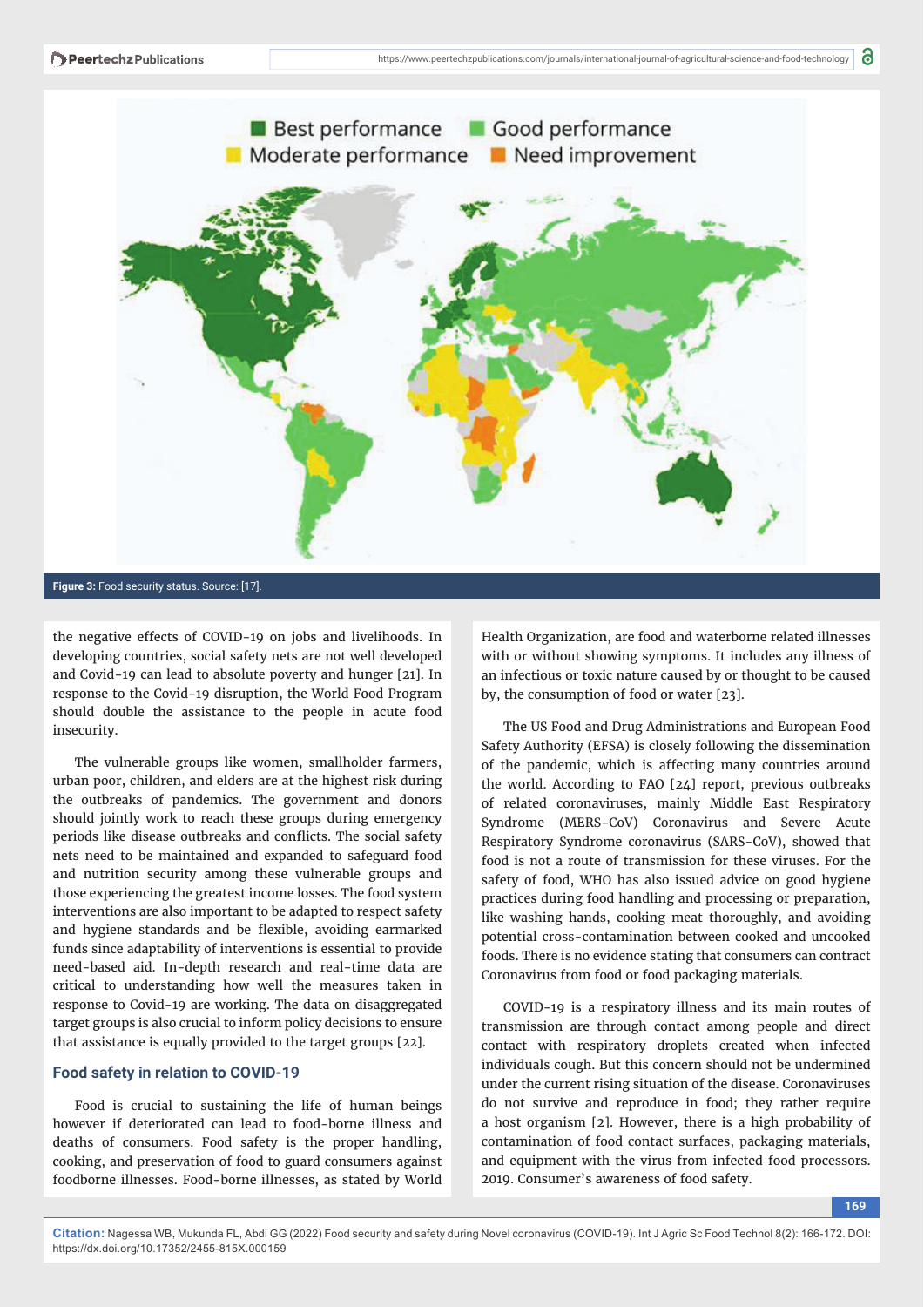Figure 3: Food security status. Source: [17].

the negative effects of COVID-19 on jobs and livelihoods. In developing countries, social safety nets are not well developed and Covid-19 can lead to absolute poverty and hunger [21]. In response to the Covid-19 disruption, the World Food Program should double the assistance to the people in acute food insecurity.

The vulnerable groups like women, smallholder farmers, urban poor, children, and elders are at the highest risk during the outbreaks of pandemics. The government and donors should jointly work to reach these groups during emergency periods like disease outbreaks and conflicts. The social safety nets need to be maintained and expanded to safeguard food and nutrition security among these vulnerable groups and those experiencing the greatest income losses. The food system interventions are also important to be adapted to respect safety and hygiene standards and be flexible, avoiding earmarked funds since adaptability of interventions is essential to provide need-based aid. In-depth research and real-time data are critical to understanding how well the measures taken in response to Covid-19 are working. The data on disaggregated target groups is also crucial to inform policy decisions to ensure that assistance is equally provided to the target groups [22].

## Food safety in relation to COVID-19

Food is crucial to sustaining the life of human beings however if deteriorated can lead to food-borne illness and deaths of consumers. Food safety is the proper handling, cooking, and preservation of food to guard consumers against foodborne illnesses. Food-borne illnesses, as stated by World Health Organization, are food and waterborne related illnesses with or without showing symptoms. It includes any illness of an infectious or toxic nature caused by or thought to be caused by, the consumption of food or water [23].

The US Food and Drug Administrations and European Food Safety Authority (EFSA) is closely following the dissemination of the pandemic, which is affecting many countries around the world. According to FAO [24] report, previous outbreaks of related coronaviruses, mainly Middle East Respiratory Syndrome (MERS-CoV) Coronavirus and Severe Acute Respiratory Syndrome coronavirus (SARS-CoV), showed that food is not a route of transmission for these viruses. For the safety of food, WHO has also issued advice on good hygiene practices during food handling and processing or preparation, like washing hands, cooking meat thoroughly, and avoiding potential cross-contamination between cooked and uncooked foods. There is no evidence stating that consumers can contract Coronavirus from food or food packaging materials.

COVID-19 is a respiratory illness and its main routes of transmission are through contact among people and direct contact with respiratory droplets created when infected individuals cough. But this concern should not be undermined under the current rising situation of the disease. Coronaviruses do not survive and reproduce in food; they rather require a host organism [2]. However, there is a high probability of contamination of food contact surfaces, packaging materials, and equipment with the virus from infected food processors. 2019. Consumer's awareness of food safety.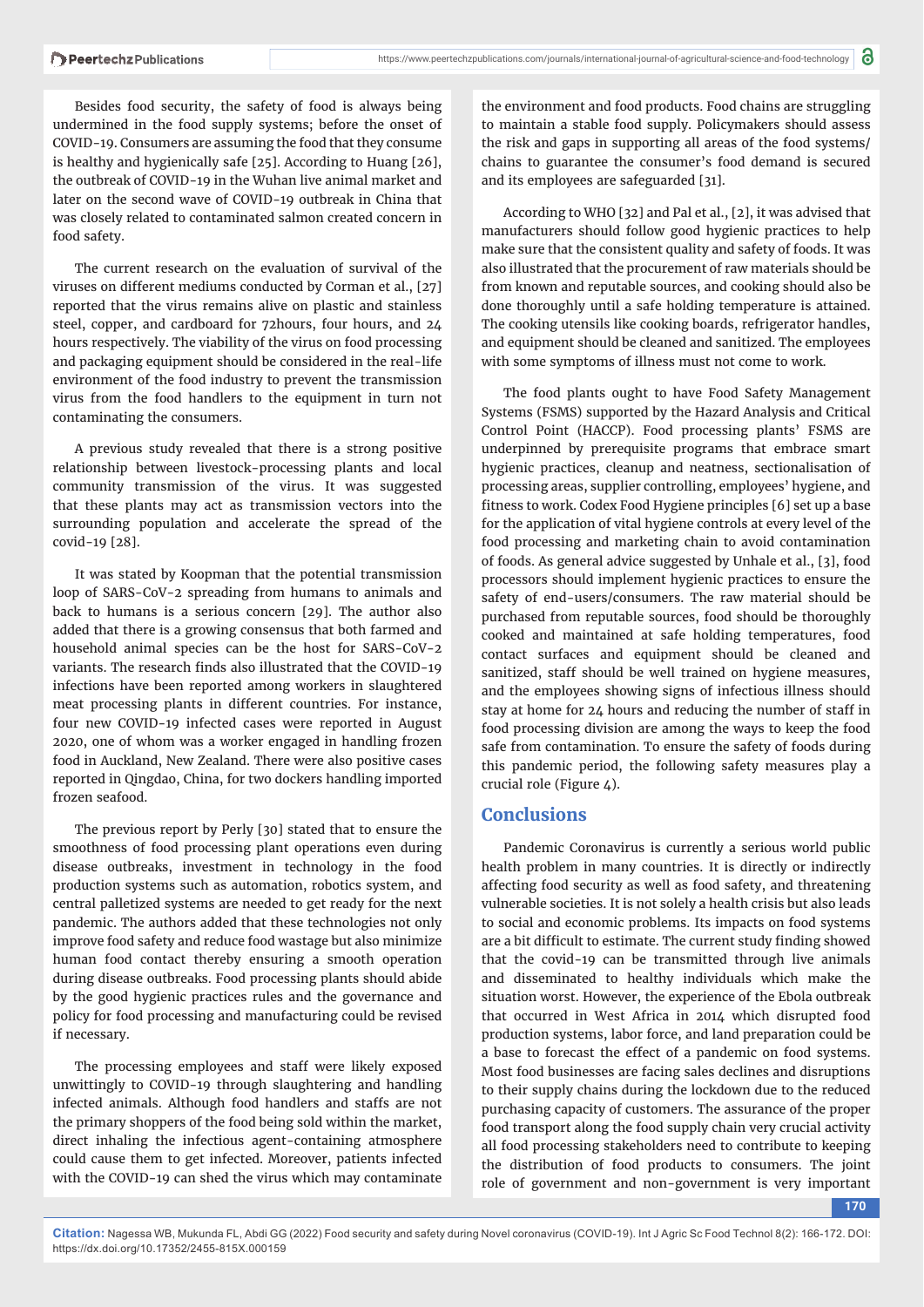Besides food security, the safety of food is always being undermined in the food supply systems; before the onset of COVID-19. Consumers are assuming the food that they consume is healthy and hygienically safe [25]. According to Huang [26], the outbreak of COVID-19 in the Wuhan live animal market and later on the second wave of COVID-19 outbreak in China that was closely related to contaminated salmon created concern in food safety.

The current research on the evaluation of survival of the viruses on different mediums conducted by Corman et al., [27] reported that the virus remains alive on plastic and stainless steel, copper, and cardboard for 72hours, four hours, and 24 hours respectively. The viability of the virus on food processing and packaging equipment should be considered in the real-life environment of the food industry to prevent the transmission virus from the food handlers to the equipment in turn not contaminating the consumers.

A previous study revealed that there is a strong positive relationship between livestock-processing plants and local community transmission of the virus. It was suggested that these plants may act as transmission vectors into the surrounding population and accelerate the spread of the covid-19 [28].

It was stated by Koopman that the potential transmission loop of SARS-CoV-2 spreading from humans to animals and back to humans is a serious concern [29]. The author also added that there is a growing consensus that both farmed and household animal species can be the host for SARS-CoV-2 variants. The research finds also illustrated that the COVID-19 infections have been reported among workers in slaughtered meat processing plants in different countries. For instance, four new COVID-19 infected cases were reported in August 2020, one of whom was a worker engaged in handling frozen food in Auckland, New Zealand. There were also positive cases reported in Qingdao, China, for two dockers handling imported frozen seafood.

The previous report by Perly [30] stated that to ensure the smoothness of food processing plant operations even during disease outbreaks, investment in technology in the food production systems such as automation, robotics system, and central palletized systems are needed to get ready for the next pandemic. The authors added that these technologies not only improve food safety and reduce food wastage but also minimize human food contact thereby ensuring a smooth operation during disease outbreaks. Food processing plants should abide by the good hygienic practices rules and the governance and policy for food processing and manufacturing could be revised if necessary.

The processing employees and staff were likely exposed unwittingly to COVID-19 through slaughtering and handling infected animals. Although food handlers and staffs are not the primary shoppers of the food being sold within the market, direct inhaling the infectious agent-containing atmosphere could cause them to get infected. Moreover, patients infected with the COVID-19 can shed the virus which may contaminate the environment and food products. Food chains are struggling to maintain a stable food supply. Policymakers should assess the risk and gaps in supporting all areas of the food systems/ chains to guarantee the consumer's food demand is secured and its employees are safeguarded [31].

According to WHO [32] and Pal et al., [2], it was advised that manufacturers should follow good hygienic practices to help make sure that the consistent quality and safety of foods. It was also illustrated that the procurement of raw materials should be from known and reputable sources, and cooking should also be done thoroughly until a safe holding temperature is attained. The cooking utensils like cooking boards, refrigerator handles, and equipment should be cleaned and sanitized. The employees with some symptoms of illness must not come to work.

The food plants ought to have Food Safety Management Systems (FSMS) supported by the Hazard Analysis and Critical Control Point (HACCP). Food processing plants' FSMS are underpinned by prerequisite programs that embrace smart hygienic practices, cleanup and neatness, sectionalisation of processing areas, supplier controlling, employees' hygiene, and fitness to work. Codex Food Hygiene principles [6] set up a base for the application of vital hygiene controls at every level of the food processing and marketing chain to avoid contamination of foods. As general advice suggested by Unhale et al., [3], food processors should implement hygienic practices to ensure the safety of end-users/consumers. The raw material should be purchased from reputable sources, food should be thoroughly cooked and maintained at safe holding temperatures, food contact surfaces and equipment should be cleaned and sanitized, staff should be well trained on hygiene measures, and the employees showing signs of infectious illness should stay at home for 24 hours and reducing the number of staff in food processing division are among the ways to keep the food safe from contamination. To ensure the safety of foods during this pandemic period, the following safety measures play a crucial role (Figure 4).

## Conclusions

Pandemic Coronavirus is currently a serious world public health problem in many countries. It is directly or indirectly affecting food security as well as food safety, and threatening vulnerable societies. It is not solely a health crisis but also leads to social and economic problems. Its impacts on food systems are a bit difficult to estimate. The current study finding showed that the covid-19 can be transmitted through live animals and disseminated to healthy individuals which make the situation worst. However, the experience of the Ebola outbreak that occurred in West Africa in 2014 which disrupted food production systems, labor force, and land preparation could be a base to forecast the effect of a pandemic on food systems. Most food businesses are facing sales declines and disruptions to their supply chains during the lockdown due to the reduced purchasing capacity of customers. The assurance of the proper food transport along the food supply chain very crucial activity all food processing stakeholders need to contribute to keeping the distribution of food products to consumers. The joint role of government and non-government is very important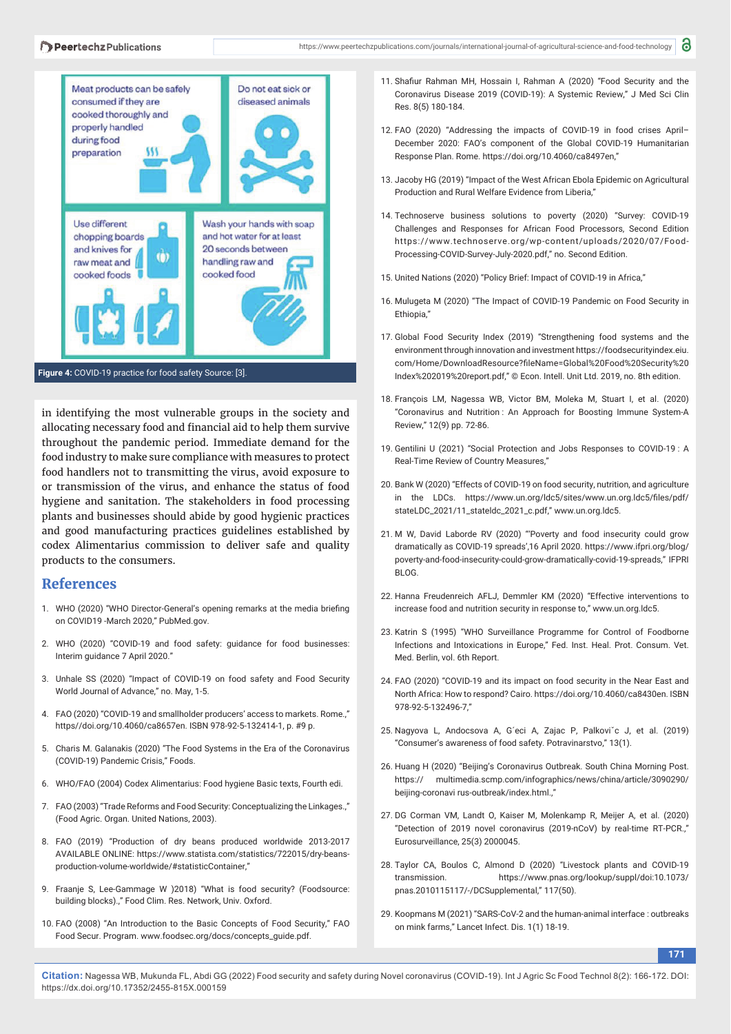Meat products can be safely consumed if they are cooked thoroughly and properly handled during food preparation

Do not eat sick or diseased animals

Use different chopping boards and knives for raw meat and cooked foods

Wash your hands with soap and hot water for at least 20 seconds between handling raw and cooked food

**Figure 4:** COVID-19 practice for food safety Source: [3].

in identifying the most vulnerable groups in the society and allocating necessary food and financial aid to help them survive throughout the pandemic period. Immediate demand for the food industry to make sure compliance with measures to protect food handlers not to transmitting the virus, avoid exposure to or transmission of the virus, and enhance the status of food hygiene and sanitation. The stakeholders in food processing plants and businesses should abide by good hygienic practices and good manufacturing practices guidelines established by codex Alimentarius commission to deliver safe and quality products to the consumers.

## References

1. WHO (2020) "WHO Director-General's opening remarks at the media briefing on COVID19 -March 2020," PubMed.gov.
2. WHO (2020) "COVID-19 and food safety: guidance for food businesses: Interim guidance 7 April 2020."
3. Unhale SS (2020) "Impact of COVID-19 on food safety and Food Security World Journal of Advance," no. May, 1-5.
4. FAO (2020) "COVID-19 and smallholder producers' access to markets. Rome.," https//doi.org/10.4060/ca8657en. ISBN 978-92-5-132414-1, p. #9 p.
5. Charis M. Galanakis (2020) "The Food Systems in the Era of the Coronavirus (COVID-19) Pandemic Crisis," Foods.
6. WHO/FAO (2004) Codex Alimentarius: Food hygiene Basic texts, Fourth edi.
7. FAO (2003) "Trade Reforms and Food Security: Conceptualizing the Linkages.," (Food Agric. Organ. United Nations, 2003).
8. FAO (2019) "Production of dry beans produced worldwide 2013-2017 AVAILABLE ONLINE: https://www.statista.com/statistics/722015/dry-beans-production-volume-worldwide/#statisticContainer,"
9. Fraanje S, Lee-Gammage W )2018) "What is food security? (Foodsource: building blocks).," Food Clim. Res. Network, Univ. Oxford.
10. FAO (2008) "An Introduction to the Basic Concepts of Food Security," FAO Food Secur. Program. www.foodsec.org/docs/concepts_guide.pdf.
11. Shafiur Rahman MH, Hossain I, Rahman A (2020) "Food Security and the Coronavirus Disease 2019 (COVID-19): A Systemic Review," J Med Sci Clin Res. 8(5) 180-184.
12. FAO (2020) "Addressing the impacts of COVID-19 in food crises April–December 2020: FAO's component of the Global COVID-19 Humanitarian Response Plan. Rome. https://doi.org/10.4060/ca8497en,"
13. Jacoby HG (2019) "Impact of the West African Ebola Epidemic on Agricultural Production and Rural Welfare Evidence from Liberia,"
14. Technoserve business solutions to poverty (2020) "Survey: COVID-19 Challenges and Responses for African Food Processors, Second Edition https://www.technoserve.org/wp-content/uploads/2020/07/Food-Processing-COVID-Survey-July-2020.pdf," no. Second Edition.
15. United Nations (2020) "Policy Brief: Impact of COVID-19 in Africa,"
16. Mulugeta M (2020) "The Impact of COVID-19 Pandemic on Food Security in Ethiopia,"
17. Global Food Security Index (2019) "Strengthening food systems and the environment through innovation and investment https://foodsecurityindex.eiu.com/Home/DownloadResource?fileName=Global%20Food%20Security%20Index%202019%20report.pdf," © Econ. Intell. Unit Ltd. 2019, no. 8th edition.
18. François LM, Nagessa WB, Victor BM, Moleka M, Stuart I, et al. (2020) "Coronavirus and Nutrition : An Approach for Boosting Immune System-A Review," 12(9) pp. 72-86.
19. Gentilini U (2021) "Social Protection and Jobs Responses to COVID-19 : A Real-Time Review of Country Measures,"
20. Bank W (2020) "Effects of COVID-19 on food security, nutrition, and agriculture in the LDCs. https://www.un.org/ldc5/sites/www.un.org.ldc5/files/pdf/stateLDC_2021/11_stateldc_2021_c.pdf," www.un.org.ldc5.
21. M W, David Laborde RV (2020) "'Poverty and food insecurity could grow dramatically as COVID-19 spreads',16 April 2020. https://www.ifpri.org/blog/poverty-and-food-insecurity-could-grow-dramatically-covid-19-spreads," IFPRI BLOG.
22. Hanna Freudenreich AFLJ, Demmler KM (2020) "Effective interventions to increase food and nutrition security in response to," www.un.org.ldc5.
23. Katrin S (1995) "WHO Surveillance Programme for Control of Foodborne Infections and Intoxications in Europe," Fed. Inst. Heal. Prot. Consum. Vet. Med. Berlin, vol. 6th Report.
24. FAO (2020) "COVID-19 and its impact on food security in the Near East and North Africa: How to respond? Cairo. https://doi.org/10.4060/ca8430en. ISBN 978-92-5-132496-7,"
25. Nagyova L, Andocsova A, G´eci A, Zajac P, Palkovi˘c J, et al. (2019) "Consumer's awareness of food safety. Potravinarstvo," 13(1).
26. Huang H (2020) "Beijing's Coronavirus Outbreak. South China Morning Post. https:// multimedia.scmp.com/infographics/news/china/article/3090290/beijing-coronavi rus-outbreak/index.html.,"
27. DG Corman VM, Landt O, Kaiser M, Molenkamp R, Meijer A, et al. (2020) "Detection of 2019 novel coronavirus (2019-nCoV) by real-time RT-PCR.," Eurosurveillance, 25(3) 2000045.
28. Taylor CA, Boulos C, Almond D (2020) "Livestock plants and COVID-19 transmission. https://www.pnas.org/lookup/suppl/doi:10.1073/pnas.2010115117/-/DCSupplemental," 117(50).
29. Koopmans M (2021) "SARS-CoV-2 and the human-animal interface : outbreaks on mink farms," Lancet Infect. Dis. 1(1) 18-19.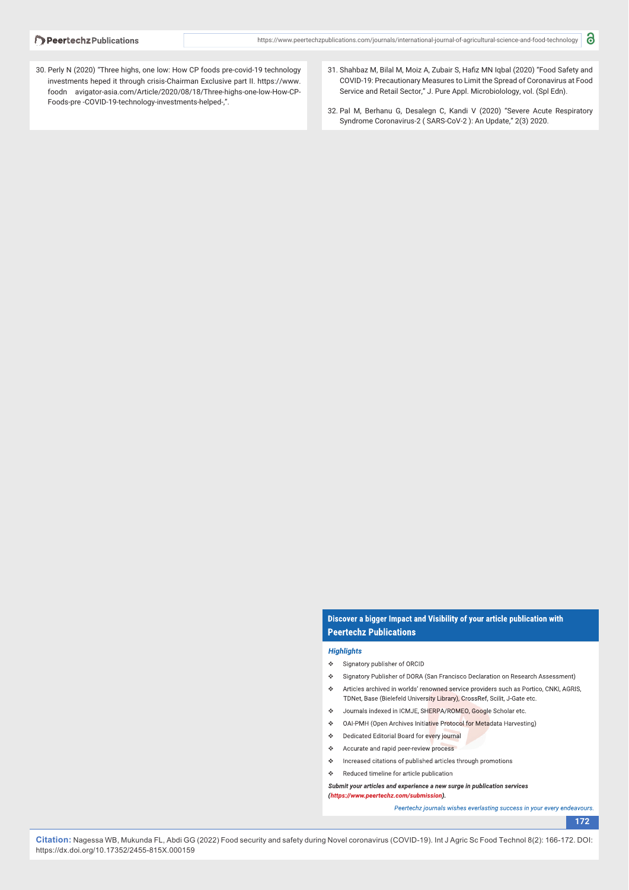30. Perly N (2020) "Three highs, one low: How CP foods pre-covid-19 technology investments heped it through crisis-Chairman Exclusive part II. https://www.foodn avigator-asia.com/Article/2020/08/18/Three-highs-one-low-How-CP-Foods-pre -COVID-19-technology-investments-helped-,".

31. Shahbaz M, Bilal M, Moiz A, Zubair S, Hafiz MN Iqbal (2020) "Food Safety and COVID-19: Precautionary Measures to Limit the Spread of Coronavirus at Food Service and Retail Sector," J. Pure Appl. Microbiolology, vol. (Spl Edn).

32. Pal M, Berhanu G, Desalegn C, Kandi V (2020) "Severe Acute Respiratory Syndrome Coronavirus-2 ( SARS-CoV-2 ): An Update," 2(3) 2020.

**Discover a bigger Impact and Visibility of your article publication with Peertechz Publications**

***Highlights***

- Signatory publisher of ORCID
- Signatory Publisher of DORA (San Francisco Declaration on Research Assessment)
- Articles archived in worlds' renowned service providers such as Portico, CNKI, AGRIS, TDNet, Base (Bielefeld University Library), CrossRef, Scilit, J-Gate etc.
- Journals indexed in ICMJE, SHERPA/ROMEO, Google Scholar etc.
- OAI-PMH (Open Archives Initiative Protocol for Metadata Harvesting)
- Dedicated Editorial Board for every journal
- Accurate and rapid peer-review process
- Increased citations of published articles through promotions
- Reduced timeline for article publication

***Submit your articles and experience a new surge in publication services (https://www.peertechz.com/submission).***

*Peertechz journals wishes everlasting success in your every endeavours.*

**Citation:** Nagessa WB, Mukunda FL, Abdi GG (2022) Food security and safety during Novel coronavirus (COVID-19). Int J Agric Sc Food Technol 8(2): 166-172. DOI: https://dx.doi.org/10.17352/2455-815X.000159